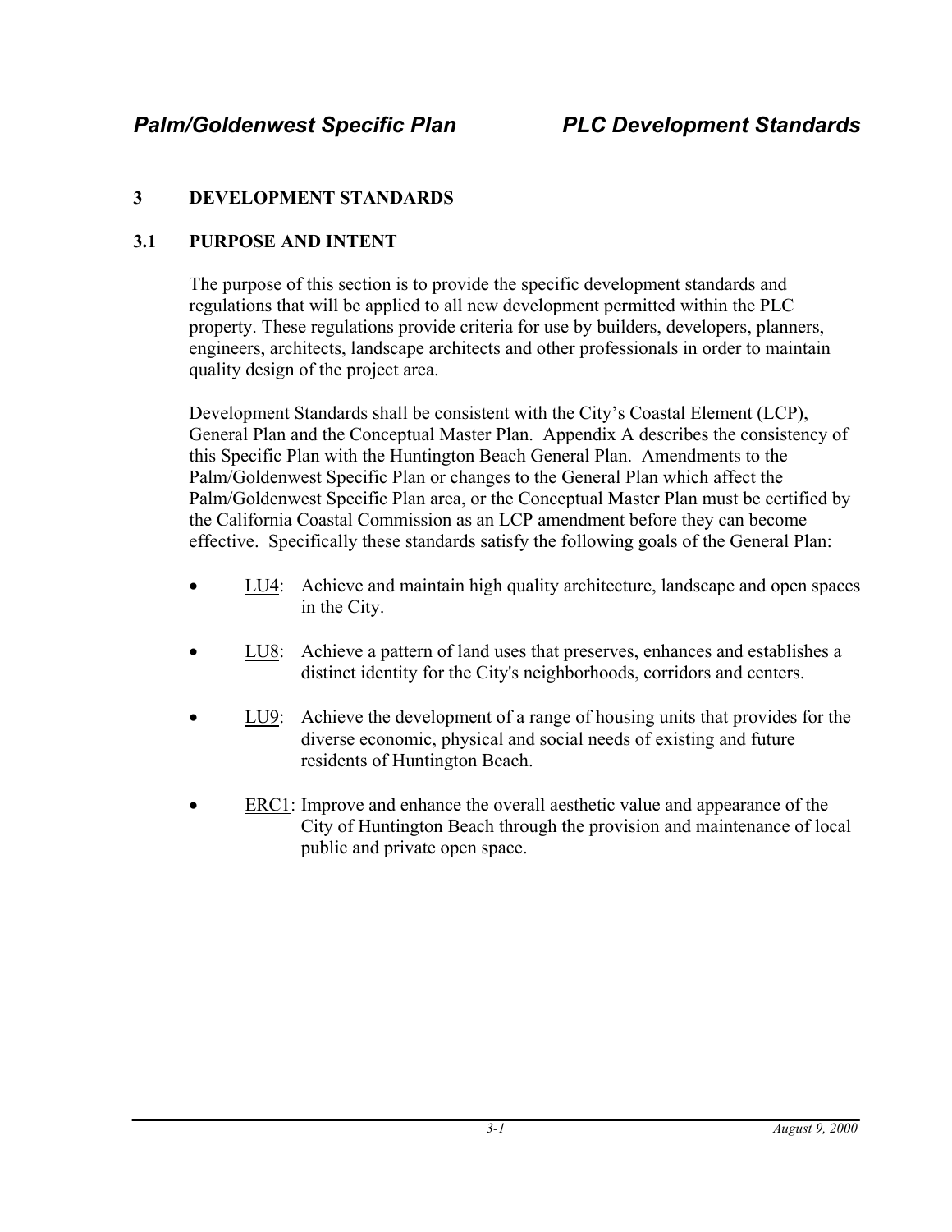## 3 DEVELOPMENT STANDARDS

### 3.1 PURPOSE AND INTENT

The purpose of this section is to provide the specific development standards and regulations that will be applied to all new development permitted within the PLC property. These regulations provide criteria for use by builders, developers, planners, engineers, architects, landscape architects and other professionals in order to maintain quality design of the project area.

Development Standards shall be consistent with the City's Coastal Element (LCP), General Plan and the Conceptual Master Plan. Appendix A describes the consistency of this Specific Plan with the Huntington Beach General Plan. Amendments to the Palm/Goldenwest Specific Plan or changes to the General Plan which affect the Palm/Goldenwest Specific Plan area, or the Conceptual Master Plan must be certified by the California Coastal Commission as an LCP amendment before they can become effective. Specifically these standards satisfy the following goals of the General Plan:

- LU4: Achieve and maintain high quality architecture, landscape and open spaces in the City.
- LU8: Achieve a pattern of land uses that preserves, enhances and establishes a distinct identity for the City's neighborhoods, corridors and centers.
- LU9: Achieve the development of a range of housing units that provides for the diverse economic, physical and social needs of existing and future residents of Huntington Beach.
- ERC1: Improve and enhance the overall aesthetic value and appearance of the City of Huntington Beach through the provision and maintenance of local public and private open space.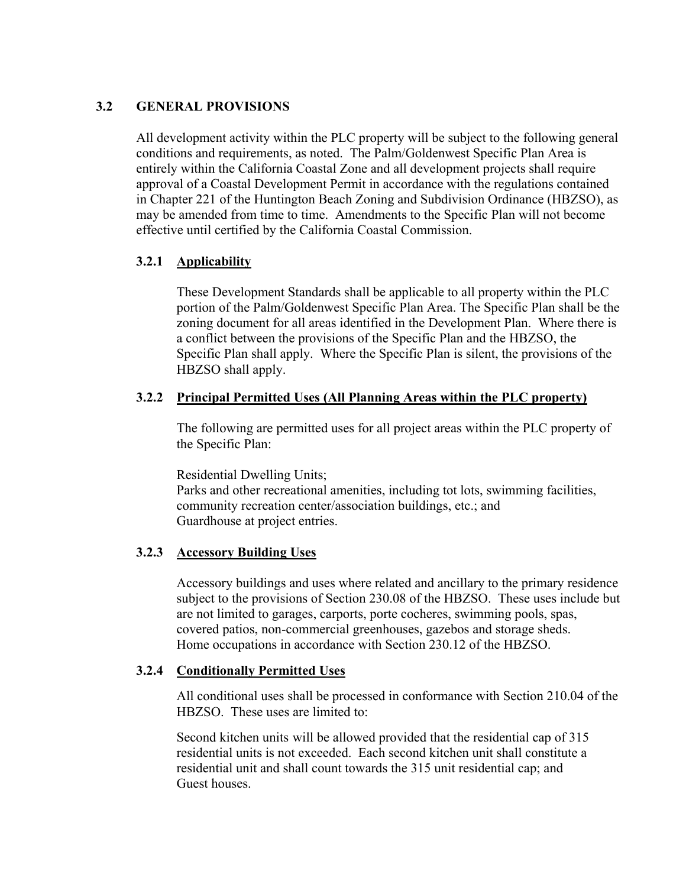## 3.2 GENERAL PROVISIONS

All development activity within the PLC property will be subject to the following general conditions and requirements, as noted. The Palm/Goldenwest Specific Plan Area is entirely within the California Coastal Zone and all development projects shall require approval of a Coastal Development Permit in accordance with the regulations contained in Chapter 221 of the Huntington Beach Zoning and Subdivision Ordinance (HBZSO), as may be amended from time to time. Amendments to the Specific Plan will not become effective until certified by the California Coastal Commission.

### 3.2.1 Applicability

These Development Standards shall be applicable to all property within the PLC portion of the Palm/Goldenwest Specific Plan Area. The Specific Plan shall be the zoning document for all areas identified in the Development Plan. Where there is a conflict between the provisions of the Specific Plan and the HBZSO, the Specific Plan shall apply. Where the Specific Plan is silent, the provisions of the HBZSO shall apply.

### 3.2.2 Principal Permitted Uses (All Planning Areas within the PLC property)

The following are permitted uses for all project areas within the PLC property of the Specific Plan:

Residential Dwelling Units;
Parks and other recreational amenities, including tot lots, swimming facilities, community recreation center/association buildings, etc.; and
Guardhouse at project entries.

### 3.2.3 Accessory Building Uses

Accessory buildings and uses where related and ancillary to the primary residence subject to the provisions of Section 230.08 of the HBZSO. These uses include but are not limited to garages, carports, porte cocheres, swimming pools, spas, covered patios, non-commercial greenhouses, gazebos and storage sheds.
Home occupations in accordance with Section 230.12 of the HBZSO.

### 3.2.4 Conditionally Permitted Uses

All conditional uses shall be processed in conformance with Section 210.04 of the HBZSO. These uses are limited to:

Second kitchen units will be allowed provided that the residential cap of 315 residential units is not exceeded. Each second kitchen unit shall constitute a residential unit and shall count towards the 315 unit residential cap; and
Guest houses.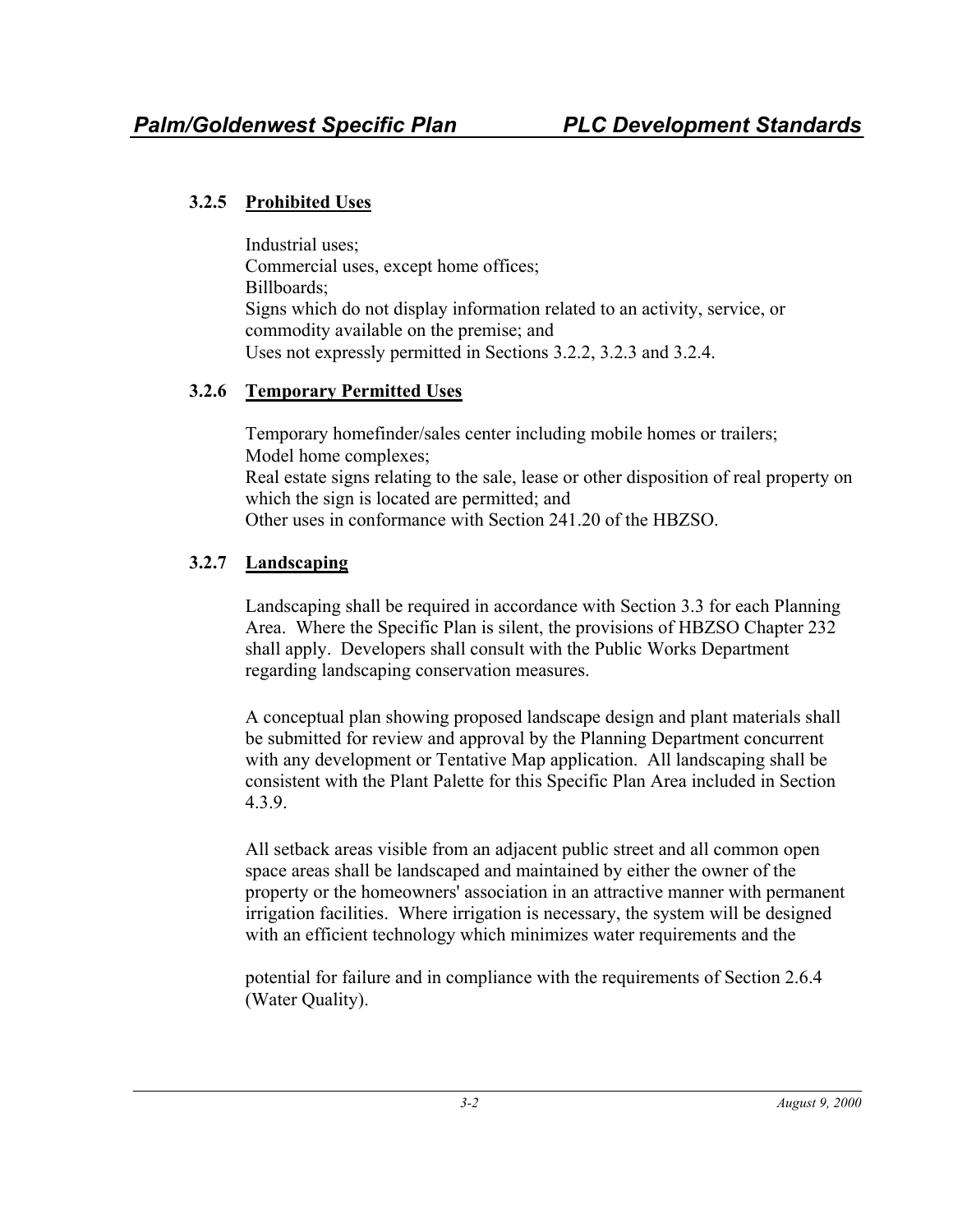### 3.2.5 Prohibited Uses

Industrial uses;
Commercial uses, except home offices;
Billboards;
Signs which do not display information related to an activity, service, or commodity available on the premise; and
Uses not expressly permitted in Sections 3.2.2, 3.2.3 and 3.2.4.

### 3.2.6 Temporary Permitted Uses

Temporary homefinder/sales center including mobile homes or trailers;
Model home complexes;
Real estate signs relating to the sale, lease or other disposition of real property on which the sign is located are permitted; and
Other uses in conformance with Section 241.20 of the HBZSO.

### 3.2.7 Landscaping

Landscaping shall be required in accordance with Section 3.3 for each Planning Area. Where the Specific Plan is silent, the provisions of HBZSO Chapter 232 shall apply. Developers shall consult with the Public Works Department regarding landscaping conservation measures.

A conceptual plan showing proposed landscape design and plant materials shall be submitted for review and approval by the Planning Department concurrent with any development or Tentative Map application. All landscaping shall be consistent with the Plant Palette for this Specific Plan Area included in Section 4.3.9.

All setback areas visible from an adjacent public street and all common open space areas shall be landscaped and maintained by either the owner of the property or the homeowners' association in an attractive manner with permanent irrigation facilities. Where irrigation is necessary, the system will be designed with an efficient technology which minimizes water requirements and the potential for failure and in compliance with the requirements of Section 2.6.4 (Water Quality).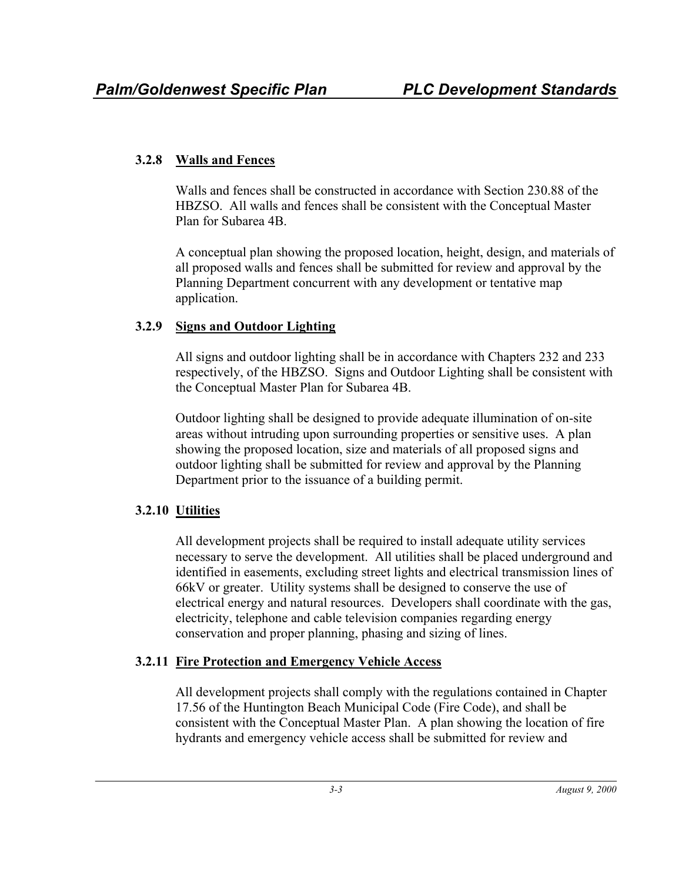### 3.2.8 Walls and Fences

Walls and fences shall be constructed in accordance with Section 230.88 of the HBZSO. All walls and fences shall be consistent with the Conceptual Master Plan for Subarea 4B.

A conceptual plan showing the proposed location, height, design, and materials of all proposed walls and fences shall be submitted for review and approval by the Planning Department concurrent with any development or tentative map application.

### 3.2.9 Signs and Outdoor Lighting

All signs and outdoor lighting shall be in accordance with Chapters 232 and 233 respectively, of the HBZSO. Signs and Outdoor Lighting shall be consistent with the Conceptual Master Plan for Subarea 4B.

Outdoor lighting shall be designed to provide adequate illumination of on-site areas without intruding upon surrounding properties or sensitive uses. A plan showing the proposed location, size and materials of all proposed signs and outdoor lighting shall be submitted for review and approval by the Planning Department prior to the issuance of a building permit.

### 3.2.10 Utilities

All development projects shall be required to install adequate utility services necessary to serve the development. All utilities shall be placed underground and identified in easements, excluding street lights and electrical transmission lines of 66kV or greater. Utility systems shall be designed to conserve the use of electrical energy and natural resources. Developers shall coordinate with the gas, electricity, telephone and cable television companies regarding energy conservation and proper planning, phasing and sizing of lines.

### 3.2.11 Fire Protection and Emergency Vehicle Access

All development projects shall comply with the regulations contained in Chapter 17.56 of the Huntington Beach Municipal Code (Fire Code), and shall be consistent with the Conceptual Master Plan. A plan showing the location of fire hydrants and emergency vehicle access shall be submitted for review and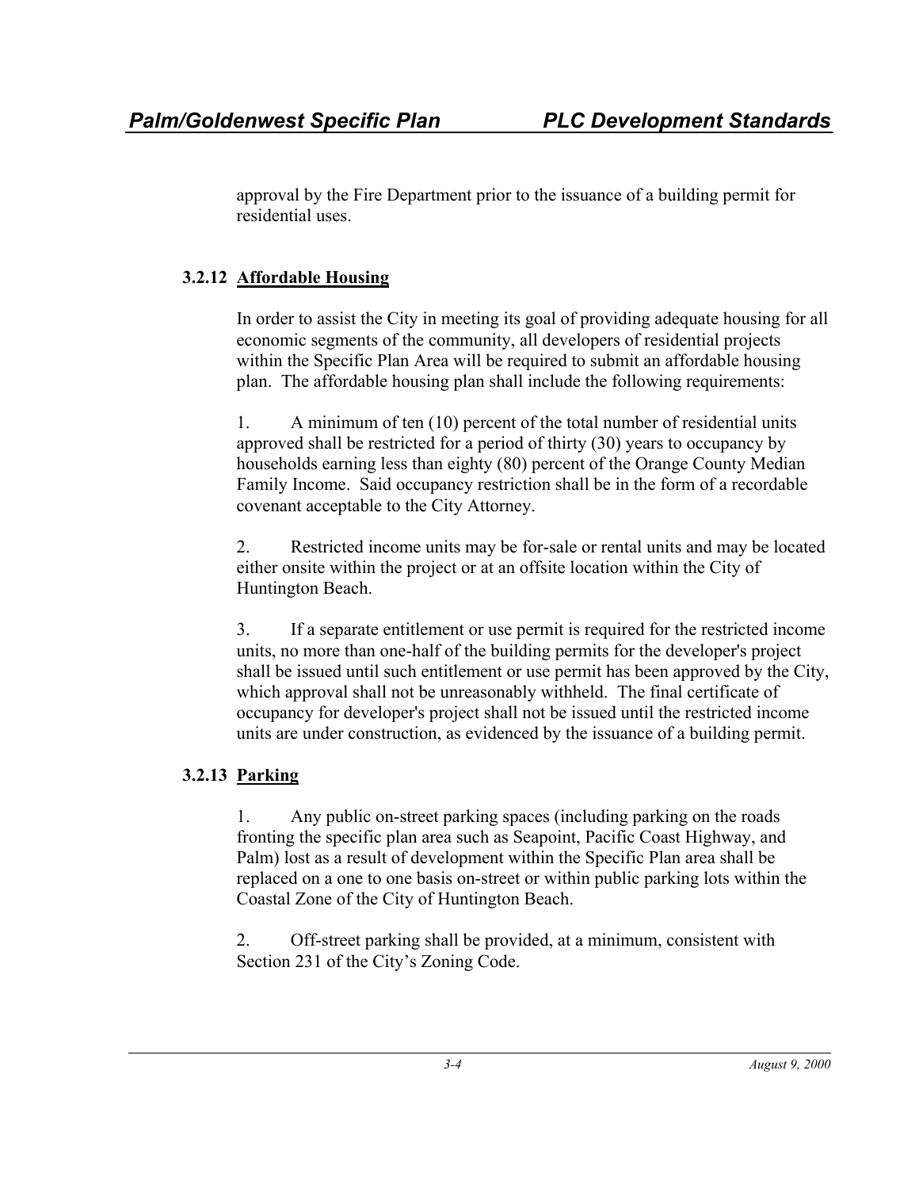approval by the Fire Department prior to the issuance of a building permit for residential uses.

### 3.2.12 Affordable Housing

In order to assist the City in meeting its goal of providing adequate housing for all economic segments of the community, all developers of residential projects within the Specific Plan Area will be required to submit an affordable housing plan. The affordable housing plan shall include the following requirements:

1. A minimum of ten (10) percent of the total number of residential units approved shall be restricted for a period of thirty (30) years to occupancy by households earning less than eighty (80) percent of the Orange County Median Family Income. Said occupancy restriction shall be in the form of a recordable covenant acceptable to the City Attorney.

2. Restricted income units may be for-sale or rental units and may be located either onsite within the project or at an offsite location within the City of Huntington Beach.

3. If a separate entitlement or use permit is required for the restricted income units, no more than one-half of the building permits for the developer's project shall be issued until such entitlement or use permit has been approved by the City, which approval shall not be unreasonably withheld. The final certificate of occupancy for developer's project shall not be issued until the restricted income units are under construction, as evidenced by the issuance of a building permit.

### 3.2.13 Parking

1. Any public on-street parking spaces (including parking on the roads fronting the specific plan area such as Seapoint, Pacific Coast Highway, and Palm) lost as a result of development within the Specific Plan area shall be replaced on a one to one basis on-street or within public parking lots within the Coastal Zone of the City of Huntington Beach.

2. Off-street parking shall be provided, at a minimum, consistent with Section 231 of the City's Zoning Code.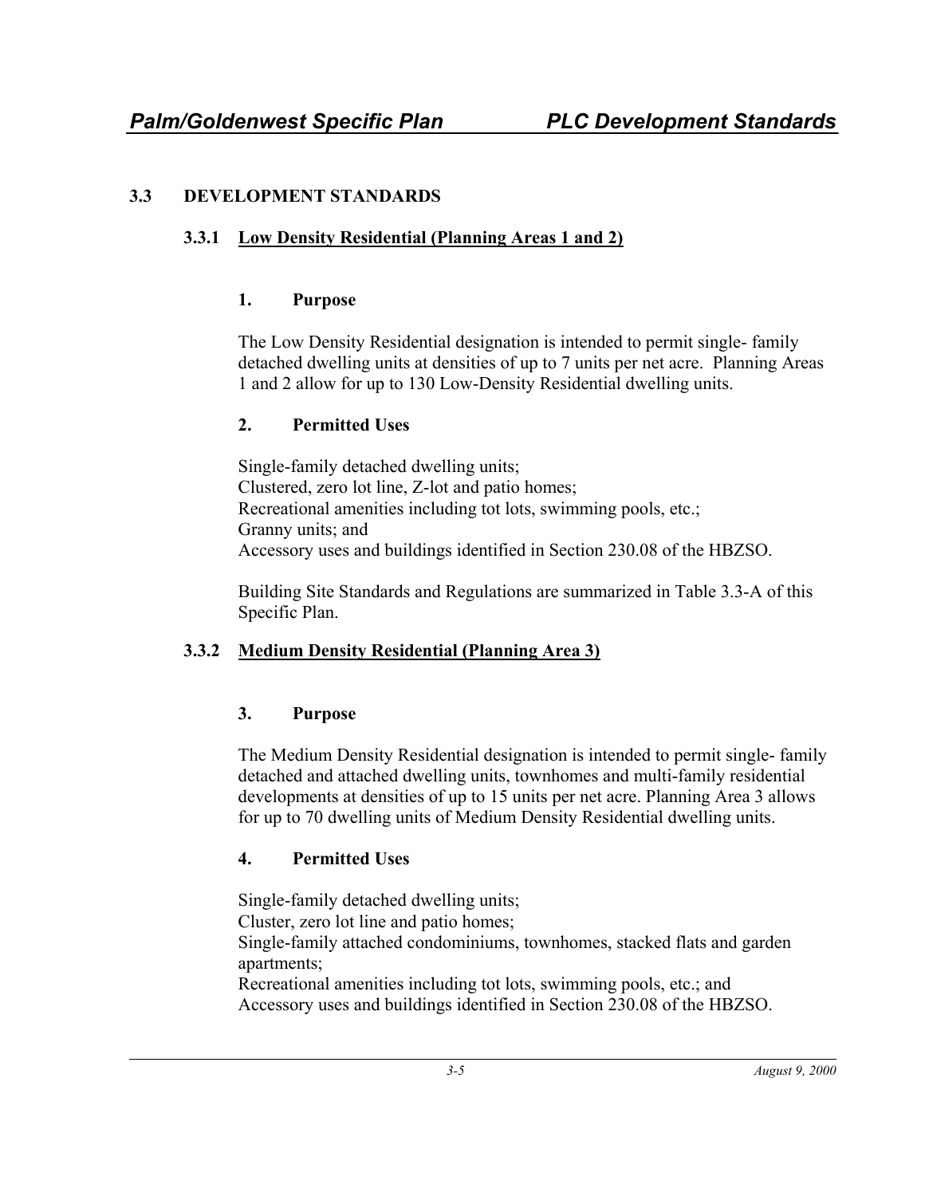## 3.3 DEVELOPMENT STANDARDS

### 3.3.1 Low Density Residential (Planning Areas 1 and 2)

#### 1. Purpose

The Low Density Residential designation is intended to permit single- family detached dwelling units at densities of up to 7 units per net acre. Planning Areas 1 and 2 allow for up to 130 Low-Density Residential dwelling units.

#### 2. Permitted Uses

Single-family detached dwelling units;
Clustered, zero lot line, Z-lot and patio homes;
Recreational amenities including tot lots, swimming pools, etc.;
Granny units; and
Accessory uses and buildings identified in Section 230.08 of the HBZSO.

Building Site Standards and Regulations are summarized in Table 3.3-A of this Specific Plan.

### 3.3.2 Medium Density Residential (Planning Area 3)

#### 3. Purpose

The Medium Density Residential designation is intended to permit single- family detached and attached dwelling units, townhomes and multi-family residential developments at densities of up to 15 units per net acre. Planning Area 3 allows for up to 70 dwelling units of Medium Density Residential dwelling units.

#### 4. Permitted Uses

Single-family detached dwelling units;
Cluster, zero lot line and patio homes;
Single-family attached condominiums, townhomes, stacked flats and garden apartments;
Recreational amenities including tot lots, swimming pools, etc.; and
Accessory uses and buildings identified in Section 230.08 of the HBZSO.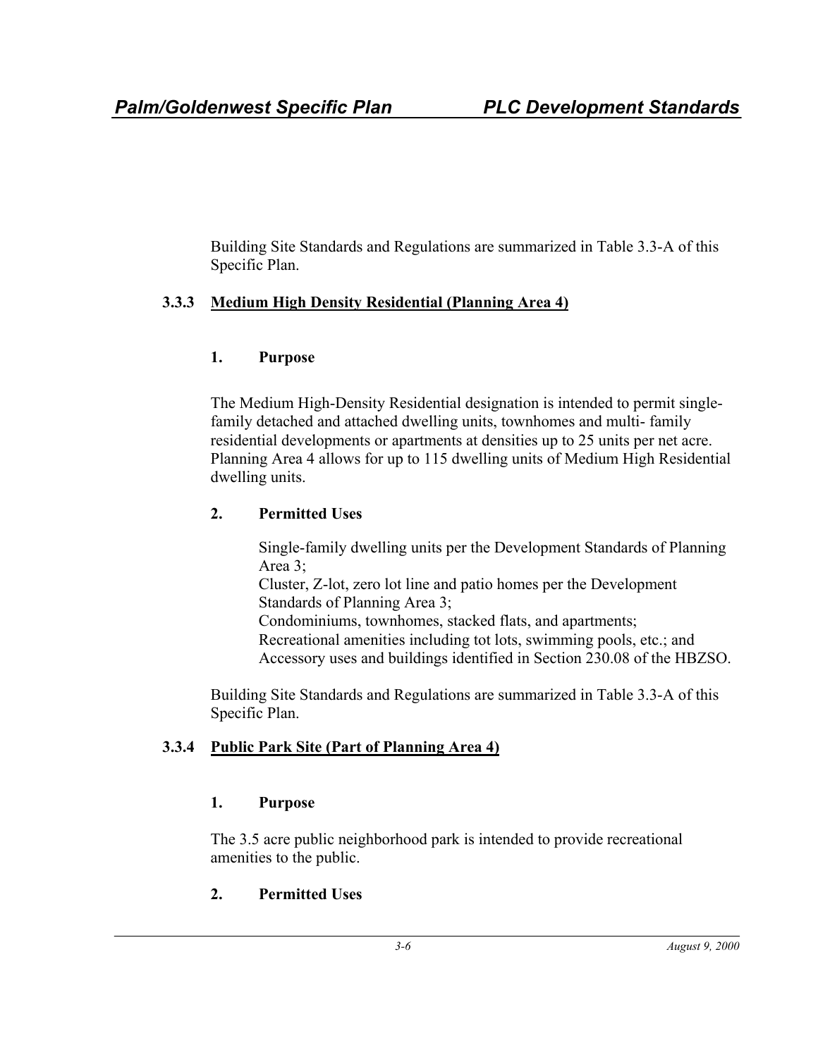Building Site Standards and Regulations are summarized in Table 3.3-A of this Specific Plan.

### 3.3.3 Medium High Density Residential (Planning Area 4)

#### 1. Purpose

The Medium High-Density Residential designation is intended to permit single-family detached and attached dwelling units, townhomes and multi- family residential developments or apartments at densities up to 25 units per net acre. Planning Area 4 allows for up to 115 dwelling units of Medium High Residential dwelling units.

#### 2. Permitted Uses

Single-family dwelling units per the Development Standards of Planning Area 3;
Cluster, Z-lot, zero lot line and patio homes per the Development Standards of Planning Area 3;
Condominiums, townhomes, stacked flats, and apartments;
Recreational amenities including tot lots, swimming pools, etc.; and
Accessory uses and buildings identified in Section 230.08 of the HBZSO.

Building Site Standards and Regulations are summarized in Table 3.3-A of this Specific Plan.

### 3.3.4 Public Park Site (Part of Planning Area 4)

#### 1. Purpose

The 3.5 acre public neighborhood park is intended to provide recreational amenities to the public.

#### 2. Permitted Uses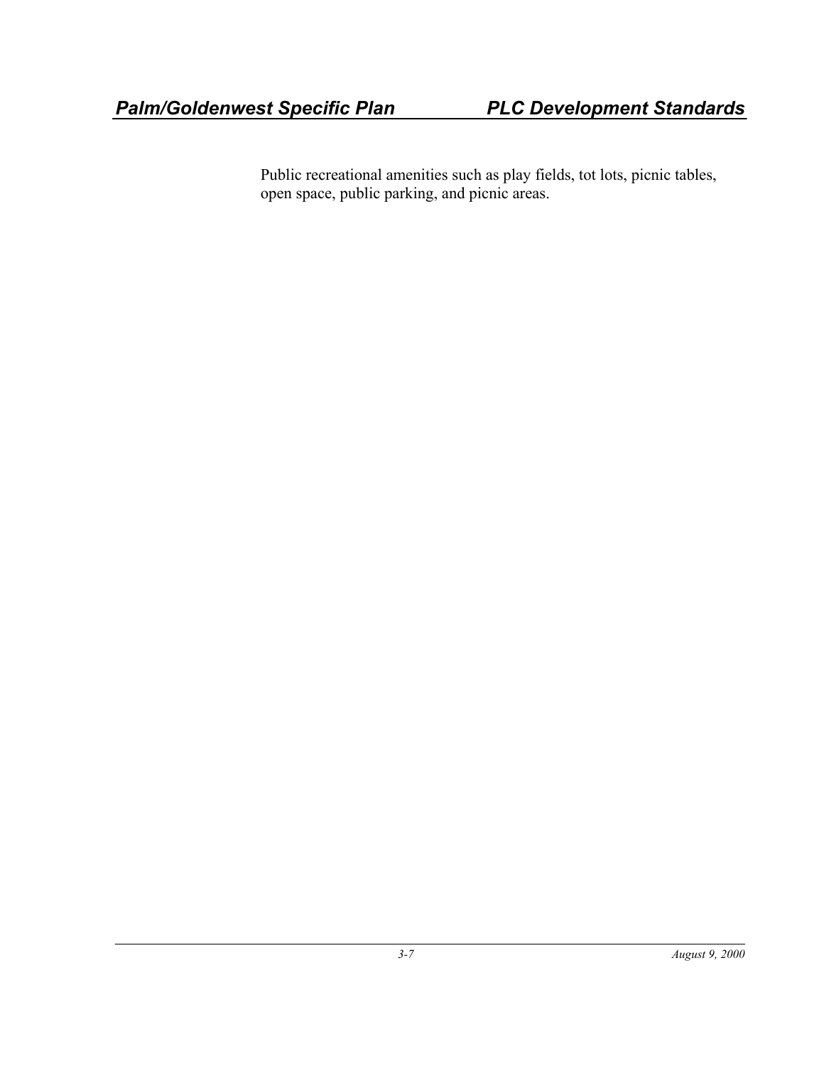Public recreational amenities such as play fields, tot lots, picnic tables, open space, public parking, and picnic areas.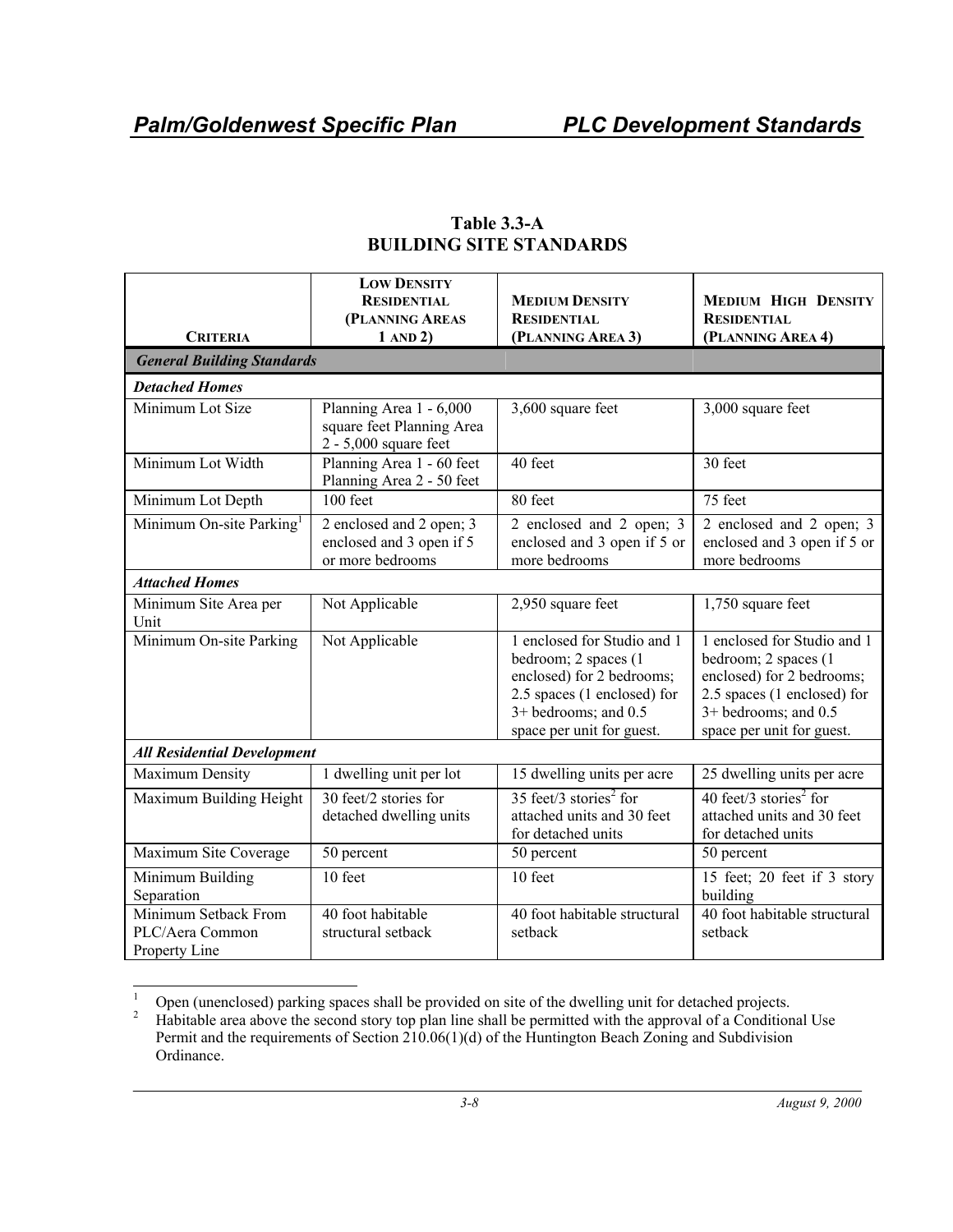## Table 3.3-A
## BUILDING SITE STANDARDS

| CRITERIA | LOW DENSITY RESIDENTIAL (PLANNING AREAS 1 AND 2) | MEDIUM DENSITY RESIDENTIAL (PLANNING AREA 3) | MEDIUM HIGH DENSITY RESIDENTIAL (PLANNING AREA 4) |
|---|---|---|---|
| ***General Building Standards*** | | | |
| ***Detached Homes*** | | | |
| Minimum Lot Size | Planning Area 1 - 6,000 square feet Planning Area 2 - 5,000 square feet | 3,600 square feet | 3,000 square feet |
| Minimum Lot Width | Planning Area 1 - 60 feet Planning Area 2 - 50 feet | 40 feet | 30 feet |
| Minimum Lot Depth | 100 feet | 80 feet | 75 feet |
| Minimum On-site Parking[1] | 2 enclosed and 2 open; 3 enclosed and 3 open if 5 or more bedrooms | 2 enclosed and 2 open; 3 enclosed and 3 open if 5 or more bedrooms | 2 enclosed and 2 open; 3 enclosed and 3 open if 5 or more bedrooms |
| ***Attached Homes*** | | | |
| Minimum Site Area per Unit | Not Applicable | 2,950 square feet | 1,750 square feet |
| Minimum On-site Parking | Not Applicable | 1 enclosed for Studio and 1 bedroom; 2 spaces (1 enclosed) for 2 bedrooms; 2.5 spaces (1 enclosed) for 3+ bedrooms; and 0.5 space per unit for guest. | 1 enclosed for Studio and 1 bedroom; 2 spaces (1 enclosed) for 2 bedrooms; 2.5 spaces (1 enclosed) for 3+ bedrooms; and 0.5 space per unit for guest. |
| ***All Residential Development*** | | | |
| Maximum Density | 1 dwelling unit per lot | 15 dwelling units per acre | 25 dwelling units per acre |
| Maximum Building Height | 30 feet/2 stories for detached dwelling units | 35 feet/3 stories[2] for attached units and 30 feet for detached units | 40 feet/3 stories[2] for attached units and 30 feet for detached units |
| Maximum Site Coverage | 50 percent | 50 percent | 50 percent |
| Minimum Building Separation | 10 feet | 10 feet | 15 feet; 20 feet if 3 story building |
| Minimum Setback From PLC/Aera Common Property Line | 40 foot habitable structural setback | 40 foot habitable structural setback | 40 foot habitable structural setback |

[1] Open (unenclosed) parking spaces shall be provided on site of the dwelling unit for detached projects.

[2] Habitable area above the second story top plan line shall be permitted with the approval of a Conditional Use Permit and the requirements of Section 210.06(1)(d) of the Huntington Beach Zoning and Subdivision Ordinance.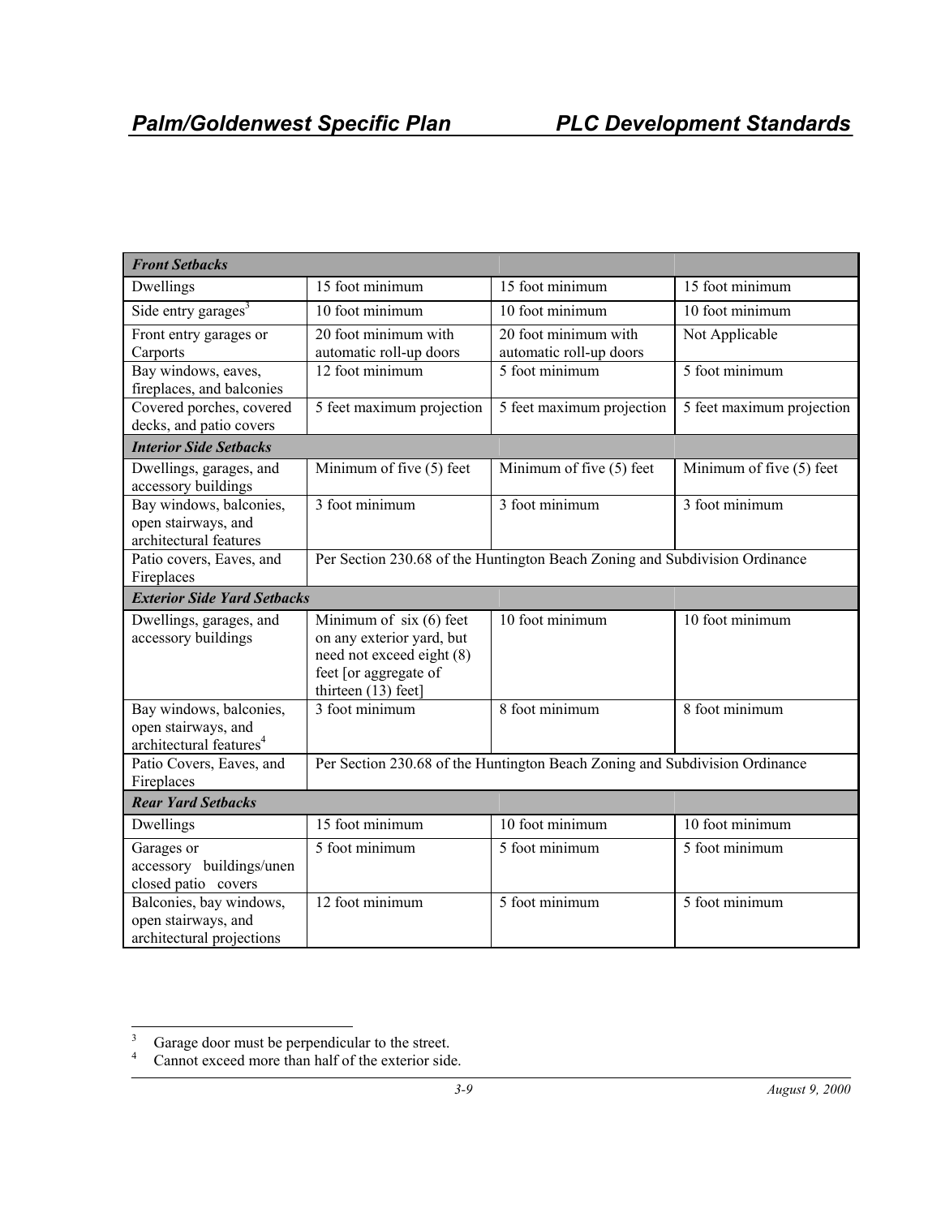| *Front Setbacks* | | | |
|---|---|---|---|
| Dwellings | 15 foot minimum | 15 foot minimum | 15 foot minimum |
| Side entry garages[3] | 10 foot minimum | 10 foot minimum | 10 foot minimum |
| Front entry garages or Carports | 20 foot minimum with automatic roll-up doors | 20 foot minimum with automatic roll-up doors | Not Applicable |
| Bay windows, eaves, fireplaces, and balconies | 12 foot minimum | 5 foot minimum | 5 foot minimum |
| Covered porches, covered decks, and patio covers | 5 feet maximum projection | 5 feet maximum projection | 5 feet maximum projection |
| ***Interior Side Setbacks*** | | | |
| Dwellings, garages, and accessory buildings | Minimum of five (5) feet | Minimum of five (5) feet | Minimum of five (5) feet |
| Bay windows, balconies, open stairways, and architectural features | 3 foot minimum | 3 foot minimum | 3 foot minimum |
| Patio covers, Eaves, and Fireplaces | Per Section 230.68 of the Huntington Beach Zoning and Subdivision Ordinance | | |
| ***Exterior Side Yard Setbacks*** | | | |
| Dwellings, garages, and accessory buildings | Minimum of six (6) feet on any exterior yard, but need not exceed eight (8) feet [or aggregate of thirteen (13) feet] | 10 foot minimum | 10 foot minimum |
| Bay windows, balconies, open stairways, and architectural features[4] | 3 foot minimum | 8 foot minimum | 8 foot minimum |
| Patio Covers, Eaves, and Fireplaces | Per Section 230.68 of the Huntington Beach Zoning and Subdivision Ordinance | | |
| ***Rear Yard Setbacks*** | | | |
| Dwellings | 15 foot minimum | 10 foot minimum | 10 foot minimum |
| Garages or accessory buildings/unenclosed patio covers | 5 foot minimum | 5 foot minimum | 5 foot minimum |
| Balconies, bay windows, open stairways, and architectural projections | 12 foot minimum | 5 foot minimum | 5 foot minimum |

[3] Garage door must be perpendicular to the street.

[4] Cannot exceed more than half of the exterior side.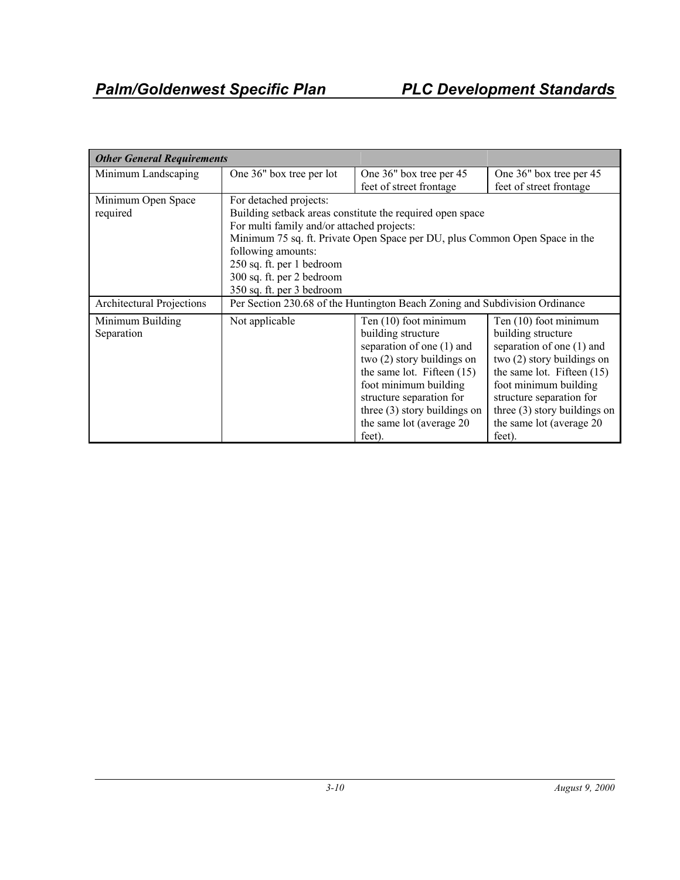| *Other General Requirements* | | | |
|---|---|---|---|
| Minimum Landscaping | One 36" box tree per lot | One 36" box tree per 45 feet of street frontage | One 36" box tree per 45 feet of street frontage |
| Minimum Open Space required | For detached projects:<br>Building setback areas constitute the required open space<br>For multi family and/or attached projects:<br>Minimum 75 sq. ft. Private Open Space per DU, plus Common Open Space in the following amounts:<br>250 sq. ft. per 1 bedroom<br>300 sq. ft. per 2 bedroom<br>350 sq. ft. per 3 bedroom | | |
| Architectural Projections | Per Section 230.68 of the Huntington Beach Zoning and Subdivision Ordinance | | |
| Minimum Building Separation | Not applicable | Ten (10) foot minimum building structure separation of one (1) and two (2) story buildings on the same lot. Fifteen (15) foot minimum building structure separation for three (3) story buildings on the same lot (average 20 feet). | Ten (10) foot minimum building structure separation of one (1) and two (2) story buildings on the same lot. Fifteen (15) foot minimum building structure separation for three (3) story buildings on the same lot (average 20 feet). |